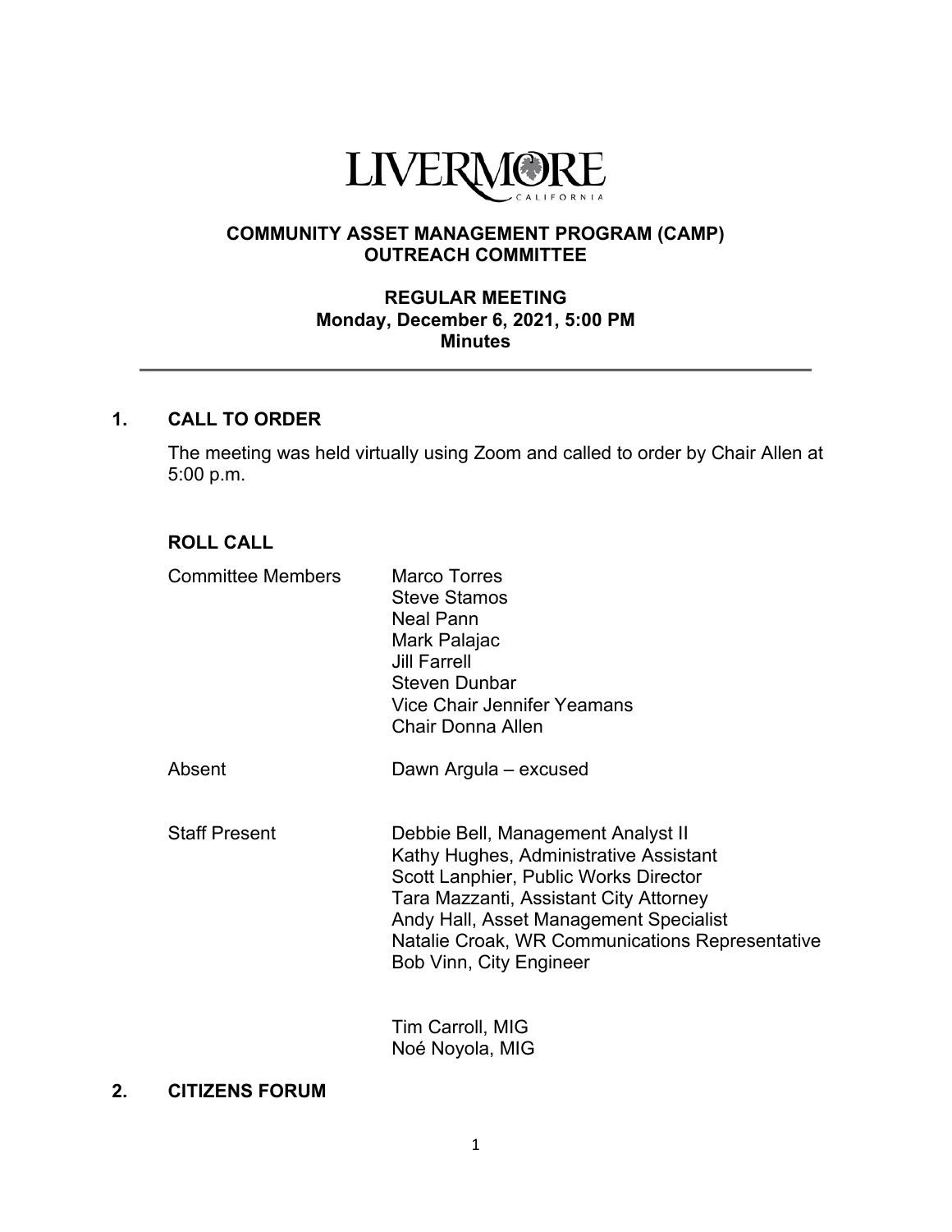LIVERMORE
CALIFORNIA

# COMMUNITY ASSET MANAGEMENT PROGRAM (CAMP) OUTREACH COMMITTEE

## REGULAR MEETING
**Monday, December 6, 2021, 5:00 PM**
**Minutes**

---

## 1. CALL TO ORDER

The meeting was held virtually using Zoom and called to order by Chair Allen at 5:00 p.m.

### ROLL CALL

| | |
|---|---|
| Committee Members | Marco Torres<br>Steve Stamos<br>Neal Pann<br>Mark Palajac<br>Jill Farrell<br>Steven Dunbar<br>Vice Chair Jennifer Yeamans<br>Chair Donna Allen |
| Absent | Dawn Argula – excused |
| Staff Present | Debbie Bell, Management Analyst II<br>Kathy Hughes, Administrative Assistant<br>Scott Lanphier, Public Works Director<br>Tara Mazzanti, Assistant City Attorney<br>Andy Hall, Asset Management Specialist<br>Natalie Croak, WR Communications Representative<br>Bob Vinn, City Engineer<br><br>Tim Carroll, MIG<br>Noé Noyola, MIG |

## 2. CITIZENS FORUM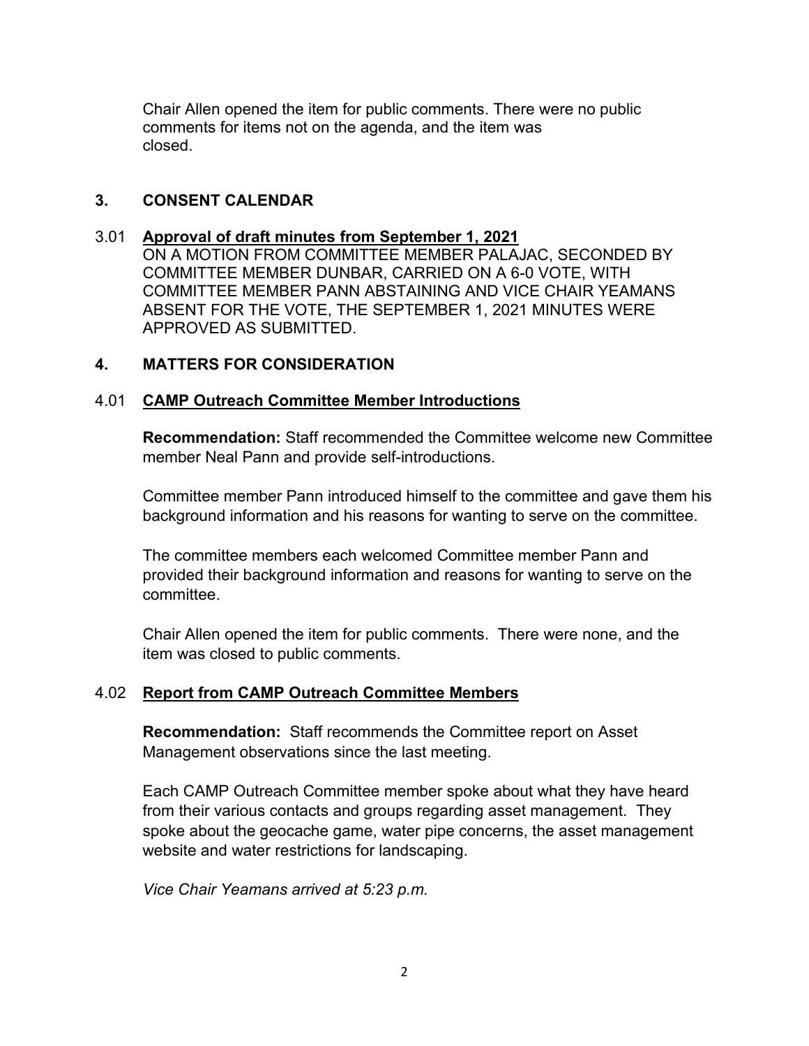Chair Allen opened the item for public comments. There were no public comments for items not on the agenda, and the item was closed.

## 3. CONSENT CALENDAR

### 3.01 Approval of draft minutes from September 1, 2021

ON A MOTION FROM COMMITTEE MEMBER PALAJAC, SECONDED BY COMMITTEE MEMBER DUNBAR, CARRIED ON A 6-0 VOTE, WITH COMMITTEE MEMBER PANN ABSTAINING AND VICE CHAIR YEAMANS ABSENT FOR THE VOTE, THE SEPTEMBER 1, 2021 MINUTES WERE APPROVED AS SUBMITTED.

## 4. MATTERS FOR CONSIDERATION

### 4.01 CAMP Outreach Committee Member Introductions

**Recommendation:** Staff recommended the Committee welcome new Committee member Neal Pann and provide self-introductions.

Committee member Pann introduced himself to the committee and gave them his background information and his reasons for wanting to serve on the committee.

The committee members each welcomed Committee member Pann and provided their background information and reasons for wanting to serve on the committee.

Chair Allen opened the item for public comments. There were none, and the item was closed to public comments.

### 4.02 Report from CAMP Outreach Committee Members

**Recommendation:** Staff recommends the Committee report on Asset Management observations since the last meeting.

Each CAMP Outreach Committee member spoke about what they have heard from their various contacts and groups regarding asset management. They spoke about the geocache game, water pipe concerns, the asset management website and water restrictions for landscaping.

*Vice Chair Yeamans arrived at 5:23 p.m.*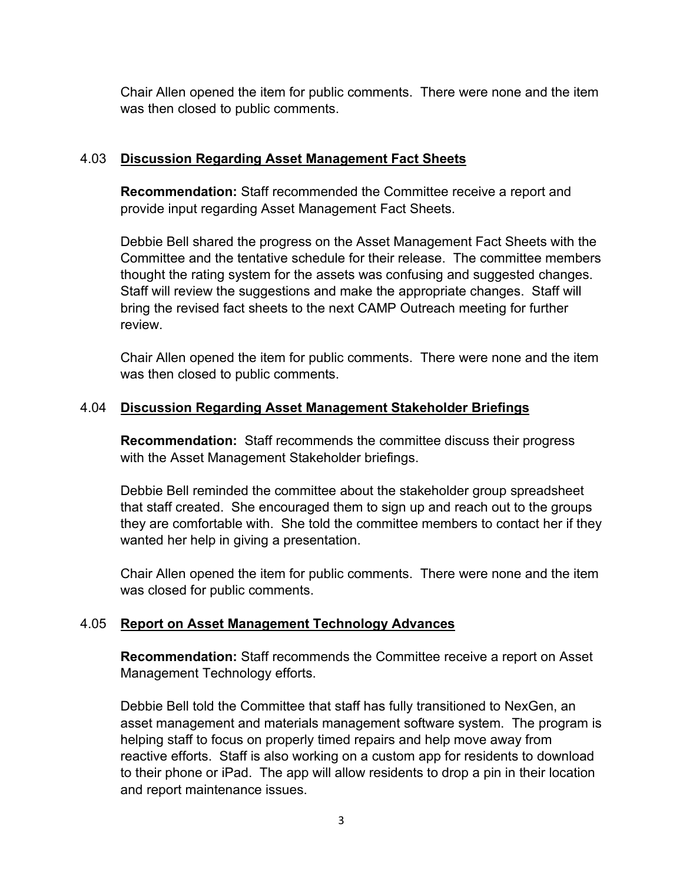Chair Allen opened the item for public comments. There were none and the item was then closed to public comments.

### 4.03 **Discussion Regarding Asset Management Fact Sheets**

**Recommendation:** Staff recommended the Committee receive a report and provide input regarding Asset Management Fact Sheets.

Debbie Bell shared the progress on the Asset Management Fact Sheets with the Committee and the tentative schedule for their release. The committee members thought the rating system for the assets was confusing and suggested changes. Staff will review the suggestions and make the appropriate changes. Staff will bring the revised fact sheets to the next CAMP Outreach meeting for further review.

Chair Allen opened the item for public comments. There were none and the item was then closed to public comments.

### 4.04 **Discussion Regarding Asset Management Stakeholder Briefings**

**Recommendation:** Staff recommends the committee discuss their progress with the Asset Management Stakeholder briefings.

Debbie Bell reminded the committee about the stakeholder group spreadsheet that staff created. She encouraged them to sign up and reach out to the groups they are comfortable with. She told the committee members to contact her if they wanted her help in giving a presentation.

Chair Allen opened the item for public comments. There were none and the item was closed for public comments.

### 4.05 **Report on Asset Management Technology Advances**

**Recommendation:** Staff recommends the Committee receive a report on Asset Management Technology efforts.

Debbie Bell told the Committee that staff has fully transitioned to NexGen, an asset management and materials management software system. The program is helping staff to focus on properly timed repairs and help move away from reactive efforts. Staff is also working on a custom app for residents to download to their phone or iPad. The app will allow residents to drop a pin in their location and report maintenance issues.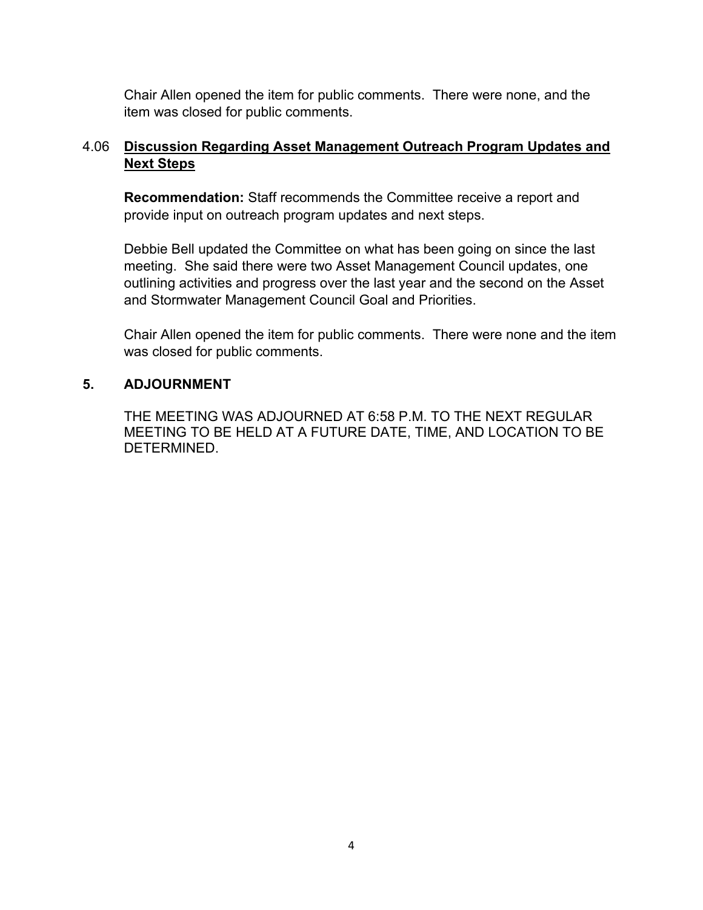Chair Allen opened the item for public comments. There were none, and the item was closed for public comments.

### 4.06 **Discussion Regarding Asset Management Outreach Program Updates and Next Steps**

**Recommendation:** Staff recommends the Committee receive a report and provide input on outreach program updates and next steps.

Debbie Bell updated the Committee on what has been going on since the last meeting. She said there were two Asset Management Council updates, one outlining activities and progress over the last year and the second on the Asset and Stormwater Management Council Goal and Priorities.

Chair Allen opened the item for public comments. There were none and the item was closed for public comments.

## 5. ADJOURNMENT

THE MEETING WAS ADJOURNED AT 6:58 P.M. TO THE NEXT REGULAR MEETING TO BE HELD AT A FUTURE DATE, TIME, AND LOCATION TO BE DETERMINED.